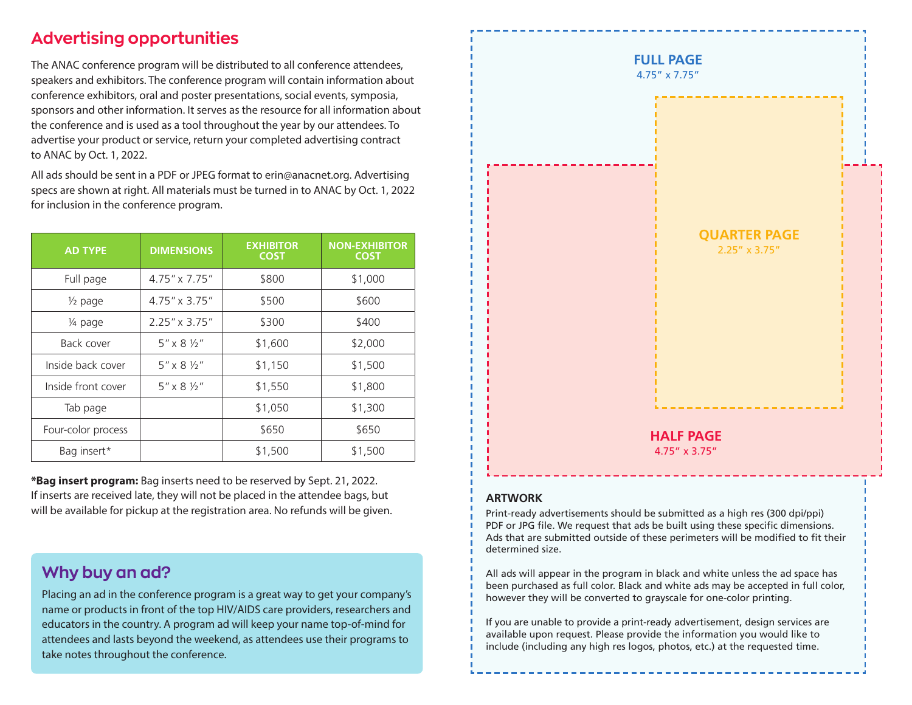## Advertising opportunities

The ANAC conference program will be distributed to all conference attendees, speakers and exhibitors. The conference program will contain information about conference exhibitors, oral and poster presentations, social events, symposia, sponsors and other information. It serves as the resource for all information about the conference and is used as a tool throughout the year by our attendees. To advertise your product or service, return your completed advertising contract to ANAC by Oct. 1, 2022.

All ads should be sent in a PDF or JPEG format to erin@anacnet.org. Advertising specs are shown at right. All materials must be turned in to ANAC by Oct. 1, 2022 for inclusion in the conference program.

| AD TYPE | DIMENSIONS | EXHIBITOR COST | NON-EXHIBITOR COST |
|---|---|---|---|
| Full page | 4.75" x 7.75" | $800 | $1,000 |
| ½ page | 4.75" x 3.75" | $500 | $600 |
| ¼ page | 2.25" x 3.75" | $300 | $400 |
| Back cover | 5" x 8 ½" | $1,600 | $2,000 |
| Inside back cover | 5" x 8 ½" | $1,150 | $1,500 |
| Inside front cover | 5" x 8 ½" | $1,550 | $1,800 |
| Tab page | | $1,050 | $1,300 |
| Four-color process | | $650 | $650 |
| Bag insert* | | $1,500 | $1,500 |

**\*Bag insert program:** Bag inserts need to be reserved by Sept. 21, 2022. If inserts are received late, they will not be placed in the attendee bags, but will be available for pickup at the registration area. No refunds will be given.

### Why buy an ad?

Placing an ad in the conference program is a great way to get your company's name or products in front of the top HIV/AIDS care providers, researchers and educators in the country. A program ad will keep your name top-of-mind for attendees and lasts beyond the weekend, as attendees use their programs to take notes throughout the conference.

**FULL PAGE**
4.75" x 7.75"

**QUARTER PAGE**
2.25" x 3.75"

**HALF PAGE**
4.75" x 3.75"

### ARTWORK

Print-ready advertisements should be submitted as a high res (300 dpi/ppi) PDF or JPG file. We request that ads be built using these specific dimensions. Ads that are submitted outside of these perimeters will be modified to fit their determined size.

All ads will appear in the program in black and white unless the ad space has been purchased as full color. Black and white ads may be accepted in full color, however they will be converted to grayscale for one-color printing.

If you are unable to provide a print-ready advertisement, design services are available upon request. Please provide the information you would like to include (including any high res logos, photos, etc.) at the requested time.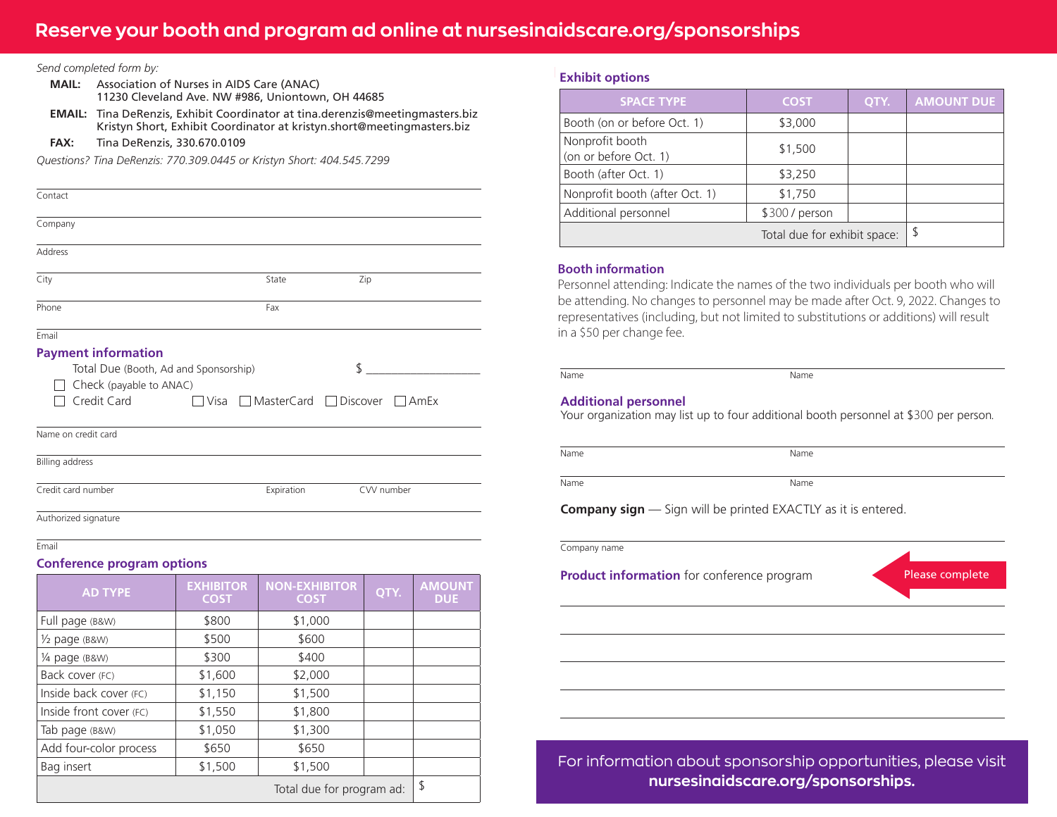# Reserve your booth and program ad online at nursesinaidscare.org/sponsorships

*Send completed form by:*

**MAIL:** Association of Nurses in AIDS Care (ANAC)
11230 Cleveland Ave. NW #986, Uniontown, OH 44685

**EMAIL:** Tina DeRenzis, Exhibit Coordinator at tina.derenzis@meetingmasters.biz
Kristyn Short, Exhibit Coordinator at kristyn.short@meetingmasters.biz

**FAX:** Tina DeRenzis, 330.670.0109

*Questions? Tina DeRenzis: 770.309.0445 or Kristyn Short: 404.545.7299*

Contact

Company

Address

City State Zip

Phone Fax

Email

## Payment information

Total Due (Booth, Ad and Sponsorship) $ ___________________

☐ Check (payable to ANAC)

☐ Credit Card ☐ Visa ☐ MasterCard ☐ Discover ☐ AmEx

Name on credit card

Billing address

Credit card number Expiration CVV number

Authorized signature

Email

## Conference program options

| AD TYPE | EXHIBITOR COST | NON-EXHIBITOR COST | QTY. | AMOUNT DUE |
|---|---|---|---|---|
| Full page (B&W) | $800 | $1,000 | | |
| ½ page (B&W) | $500 | $600 | | |
| ¼ page (B&W) | $300 | $400 | | |
| Back cover (FC) | $1,600 | $2,000 | | |
| Inside back cover (FC) | $1,150 | $1,500 | | |
| Inside front cover (FC) | $1,550 | $1,800 | | |
| Tab page (B&W) | $1,050 | $1,300 | | |
| Add four-color process | $650 | $650 | | |
| Bag insert | $1,500 | $1,500 | | |
| | | | Total due for program ad: | $ |

## Exhibit options

| SPACE TYPE | COST | QTY. | AMOUNT DUE |
|---|---|---|---|
| Booth (on or before Oct. 1) | $3,000 | | |
| Nonprofit booth (on or before Oct. 1) | $1,500 | | |
| Booth (after Oct. 1) | $3,250 | | |
| Nonprofit booth (after Oct. 1) | $1,750 | | |
| Additional personnel | $300 / person | | |
| | | Total due for exhibit space: | $ |

## Booth information

Personnel attending: Indicate the names of the two individuals per booth who will be attending. No changes to personnel may be made after Oct. 9, 2022. Changes to representatives (including, but not limited to substitutions or additions) will result in a $50 per change fee.

Name Name

## Additional personnel

Your organization may list up to four additional booth personnel at $300 per person.

Name Name

Name Name

**Company sign** — Sign will be printed EXACTLY as it is entered.

Company name

**Product information** for conference program

Please complete

For information about sponsorship opportunities, please visit **nursesinaidscare.org/sponsorships.**